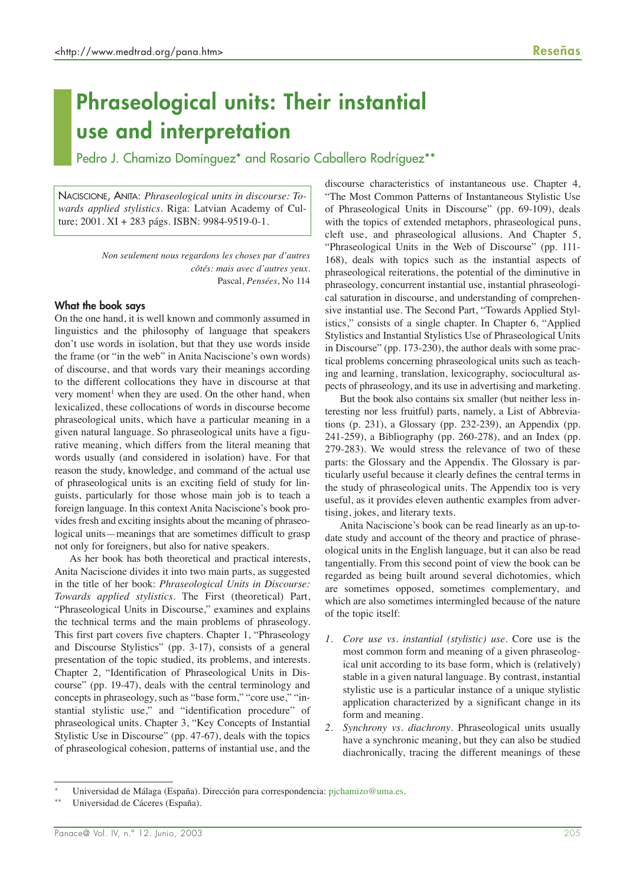# Phraseological units: Their instantial use and interpretation

Pedro J. Chamizo Domínguez* and Rosario Caballero Rodríguez**

Nacisscione, Anita: *Phraseological units in discourse: Towards applied stylistics.* Riga: Latvian Academy of Culture; 2001. XI + 283 págs. ISBN: 9984-9519-0-1.

> *Non seulement nous regardons les choses par d'autres côtés: mais avec d'autres yeux.*
> Pascal, *Pensées*, No 114

## What the book says

On the one hand, it is well known and commonly assumed in linguistics and the philosophy of language that speakers don't use words in isolation, but that they use words inside the frame (or "in the web" in Anita Naciscione's own words) of discourse, and that words vary their meanings according to the different collocations they have in discourse at that very moment[1] when they are used. On the other hand, when lexicalized, these collocations of words in discourse become phraseological units, which have a particular meaning in a given natural language. So phraseological units have a figurative meaning, which differs from the literal meaning that words usually (and considered in isolation) have. For that reason the study, knowledge, and command of the actual use of phraseological units is an exciting field of study for linguists, particularly for those whose main job is to teach a foreign language. In this context Anita Naciscione's book provides fresh and exciting insights about the meaning of phraseological units—meanings that are sometimes difficult to grasp not only for foreigners, but also for native speakers.

As her book has both theoretical and practical interests, Anita Naciscione divides it into two main parts, as suggested in the title of her book: *Phraseological Units in Discourse: Towards applied stylistics*. The First (theoretical) Part, "Phraseological Units in Discourse," examines and explains the technical terms and the main problems of phraseology. This first part covers five chapters. Chapter 1, "Phraseology and Discourse Stylistics" (pp. 3-17), consists of a general presentation of the topic studied, its problems, and interests. Chapter 2, "Identification of Phraseological Units in Discourse" (pp. 19-47), deals with the central terminology and concepts in phraseology, such as "base form," "core use," "instantial stylistic use," and "identification procedure" of phraseological units. Chapter 3, "Key Concepts of Instantial Stylistic Use in Discourse" (pp. 47-67), deals with the topics of phraseological cohesion, patterns of instantial use, and the discourse characteristics of instantaneous use. Chapter 4, "The Most Common Patterns of Instantaneous Stylistic Use of Phraseological Units in Discourse" (pp. 69-109), deals with the topics of extended metaphors, phraseological puns, cleft use, and phraseological allusions. And Chapter 5, "Phraseological Units in the Web of Discourse" (pp. 111-168), deals with topics such as the instantial aspects of phraseological reiterations, the potential of the diminutive in phraseology, concurrent instantial use, instantial phraseological saturation in discourse, and understanding of comprehensive instantial use. The Second Part, "Towards Applied Stylistics," consists of a single chapter. In Chapter 6, "Applied Stylistics and Instantial Stylistics Use of Phraseological Units in Discourse" (pp. 173-230), the author deals with some practical problems concerning phraseological units such as teaching and learning, translation, lexicography, sociocultural aspects of phraseology, and its use in advertising and marketing.

But the book also contains six smaller (but neither less interesting nor less fruitful) parts, namely, a List of Abbreviations (p. 231), a Glossary (pp. 232-239), an Appendix (pp. 241-259), a Bibliography (pp. 260-278), and an Index (pp. 279-283). We would stress the relevance of two of these parts: the Glossary and the Appendix. The Glossary is particularly useful because it clearly defines the central terms in the study of phraseological units. The Appendix too is very useful, as it provides eleven authentic examples from advertising, jokes, and literary texts.

Anita Naciscione's book can be read linearly as an up-to-date study and account of the theory and practice of phraseological units in the English language, but it can also be read tangentially. From this second point of view the book can be regarded as being built around several dichotomies, which are sometimes opposed, sometimes complementary, and which are also sometimes intermingled because of the nature of the topic itself:

1. *Core use vs. instantial (stylistic) use*. Core use is the most common form and meaning of a given phraseological unit according to its base form, which is (relatively) stable in a given natural language. By contrast, instantial stylistic use is a particular instance of a unique stylistic application characterized by a significant change in its form and meaning.
2. *Synchrony vs. diachrony*. Phraseological units usually have a synchronic meaning, but they can also be studied diachronically, tracing the different meanings of these

---

\* Universidad de Málaga (España). Dirección para correspondencia: pjchamizo@uma.es.

\*\* Universidad de Cáceres (España).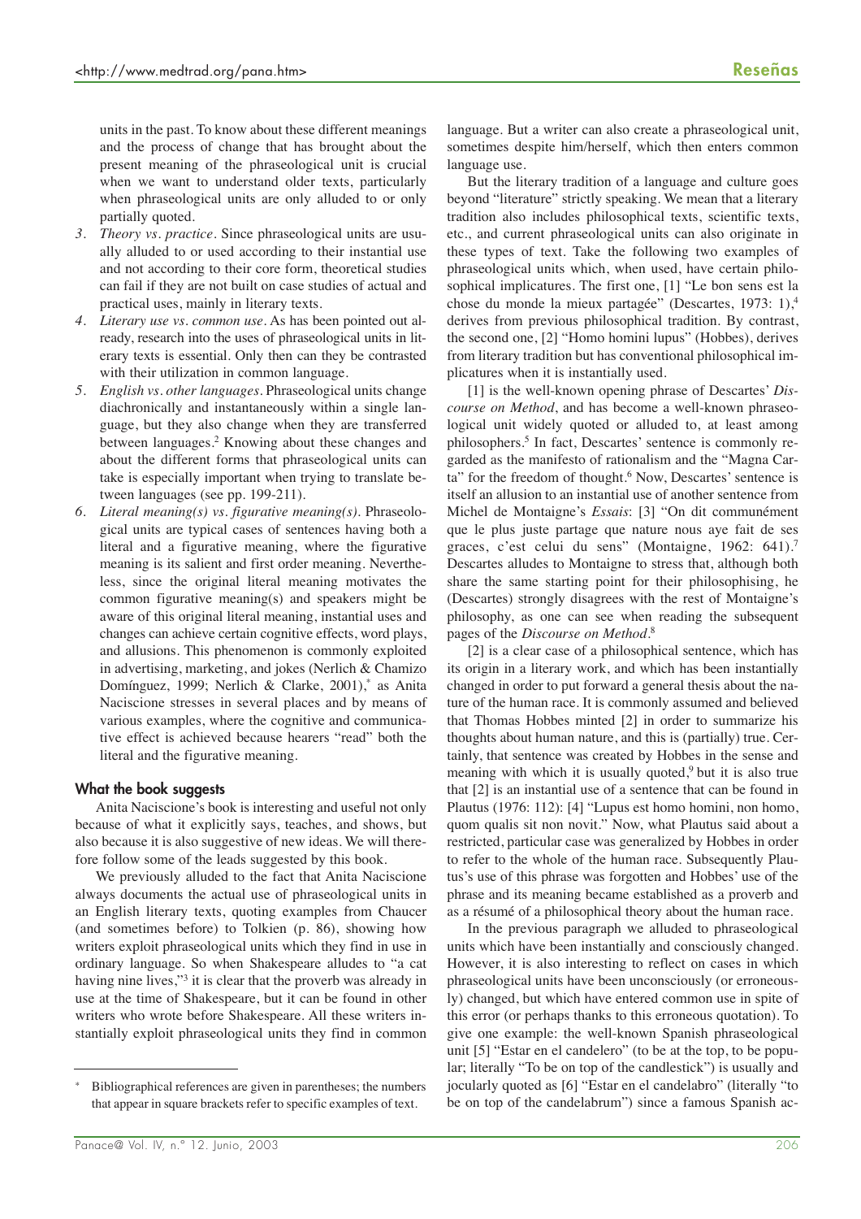units in the past. To know about these different meanings and the process of change that has brought about the present meaning of the phraseological unit is crucial when we want to understand older texts, particularly when phraseological units are only alluded to or only partially quoted.

3. *Theory vs. practice*. Since phraseological units are usually alluded to or used according to their instantial use and not according to their core form, theoretical studies can fail if they are not built on case studies of actual and practical uses, mainly in literary texts.
4. *Literary use vs. common use*. As has been pointed out already, research into the uses of phraseological units in literary texts is essential. Only then can they be contrasted with their utilization in common language.
5. *English vs. other languages*. Phraseological units change diachronically and instantaneously within a single language, but they also change when they are transferred between languages.[2] Knowing about these changes and about the different forms that phraseological units can take is especially important when trying to translate between languages (see pp. 199-211).
6. *Literal meaning(s) vs. figurative meaning(s)*. Phraseological units are typical cases of sentences having both a literal and a figurative meaning, where the figurative meaning is its salient and first order meaning. Nevertheless, since the original literal meaning motivates the common figurative meaning(s) and speakers might be aware of this original literal meaning, instantial uses and changes can achieve certain cognitive effects, word plays, and allusions. This phenomenon is commonly exploited in advertising, marketing, and jokes (Nerlich & Chamizo Domínguez, 1999; Nerlich & Clarke, 2001),* as Anita Naciscione stresses in several places and by means of various examples, where the cognitive and communicative effect is achieved because hearers "read" both the literal and the figurative meaning.

### What the book suggests

Anita Naciscione's book is interesting and useful not only because of what it explicitly says, teaches, and shows, but also because it is also suggestive of new ideas. We will therefore follow some of the leads suggested by this book.

We previously alluded to the fact that Anita Naciscione always documents the actual use of phraseological units in an English literary texts, quoting examples from Chaucer (and sometimes before) to Tolkien (p. 86), showing how writers exploit phraseological units which they find in use in ordinary language. So when Shakespeare alludes to "a cat having nine lives,"[3] it is clear that the proverb was already in use at the time of Shakespeare, but it can be found in other writers who wrote before Shakespeare. All these writers instantially exploit phraseological units they find in common language. But a writer can also create a phraseological unit, sometimes despite him/herself, which then enters common language use.

But the literary tradition of a language and culture goes beyond "literature" strictly speaking. We mean that a literary tradition also includes philosophical texts, scientific texts, etc., and current phraseological units can also originate in these types of text. Take the following two examples of phraseological units which, when used, have certain philosophical implicatures. The first one, [1] "Le bon sens est la chose du monde la mieux partagée" (Descartes, 1973: 1),[4] derives from previous philosophical tradition. By contrast, the second one, [2] "Homo homini lupus" (Hobbes), derives from literary tradition but has conventional philosophical implicatures when it is instantially used.

[1] is the well-known opening phrase of Descartes' *Discourse on Method*, and has become a well-known phraseological unit widely quoted or alluded to, at least among philosophers.[5] In fact, Descartes' sentence is commonly regarded as the manifesto of rationalism and the "Magna Carta" for the freedom of thought.[6] Now, Descartes' sentence is itself an allusion to an instantial use of another sentence from Michel de Montaigne's *Essais*: [3] "On dit communément que le plus juste partage que nature nous aye fait de ses graces, c'est celui du sens" (Montaigne, 1962: 641).[7] Descartes alludes to Montaigne to stress that, although both share the same starting point for their philosophising, he (Descartes) strongly disagrees with the rest of Montaigne's philosophy, as one can see when reading the subsequent pages of the *Discourse on Method*.[8]

[2] is a clear case of a philosophical sentence, which has its origin in a literary work, and which has been instantially changed in order to put forward a general thesis about the nature of the human race. It is commonly assumed and believed that Thomas Hobbes minted [2] in order to summarize his thoughts about human nature, and this is (partially) true. Certainly, that sentence was created by Hobbes in the sense and meaning with which it is usually quoted,[9] but it is also true that [2] is an instantial use of a sentence that can be found in Plautus (1976: 112): [4] "Lupus est homo homini, non homo, quom qualis sit non novit." Now, what Plautus said about a restricted, particular case was generalized by Hobbes in order to refer to the whole of the human race. Subsequently Plautus's use of this phrase was forgotten and Hobbes' use of the phrase and its meaning became established as a proverb and as a résumé of a philosophical theory about the human race.

In the previous paragraph we alluded to phraseological units which have been instantially and consciously changed. However, it is also interesting to reflect on cases in which phraseological units have been unconsciously (or erroneously) changed, but which have entered common use in spite of this error (or perhaps thanks to this erroneous quotation). To give one example: the well-known Spanish phraseological unit [5] "Estar en el candelero" (to be at the top, to be popular; literally "To be on top of the candlestick") is usually and jocularly quoted as [6] "Estar en el candelabro" (literally "to be on top of the candelabrum") since a famous Spanish ac-

---

\* Bibliographical references are given in parentheses; the numbers that appear in square brackets refer to specific examples of text.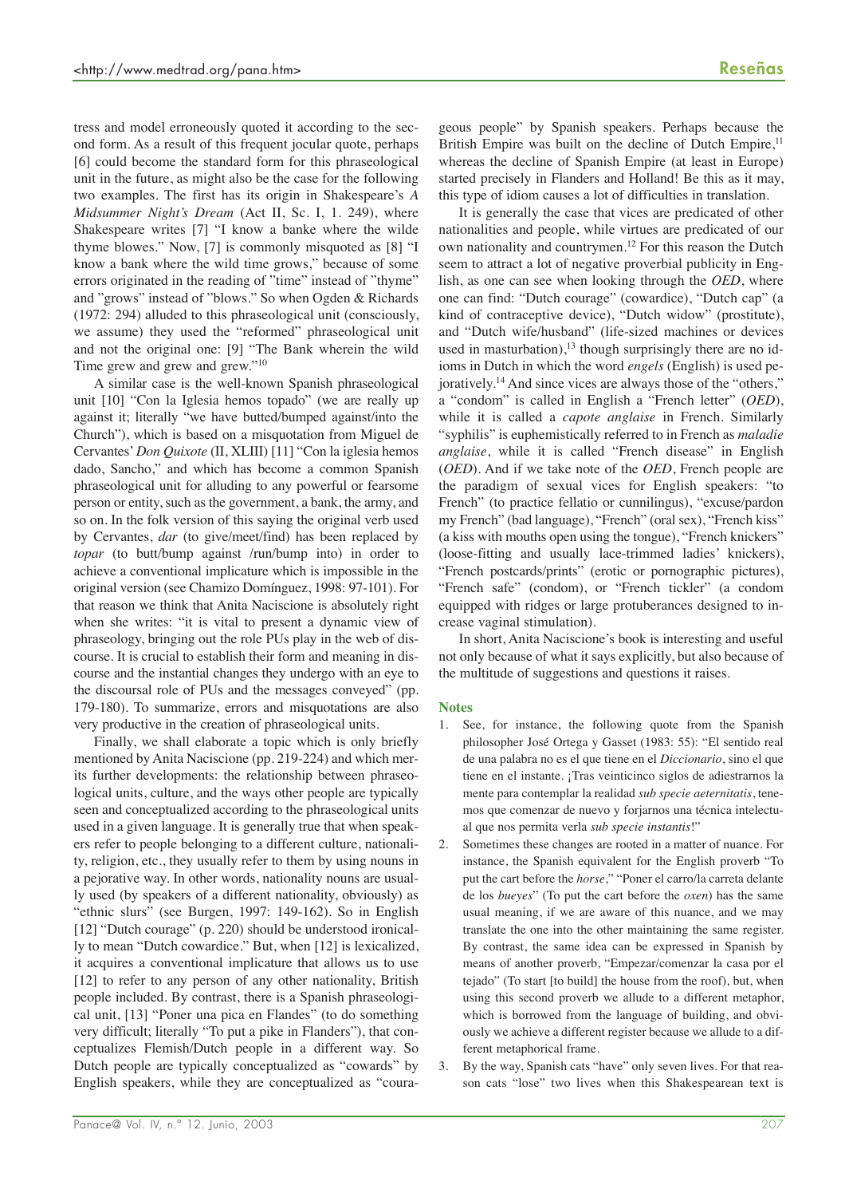tress and model erroneously quoted it according to the second form. As a result of this frequent jocular quote, perhaps [6] could become the standard form for this phraseological unit in the future, as might also be the case for the following two examples. The first has its origin in Shakespeare's *A Midsummer Night's Dream* (Act II, Sc. I, 1. 249), where Shakespeare writes [7] "I know a banke where the wilde thyme blowes." Now, [7] is commonly misquoted as [8] "I know a bank where the wild time grows," because of some errors originated in the reading of "time" instead of "thyme" and "grows" instead of "blows." So when Ogden & Richards (1972: 294) alluded to this phraseological unit (consciously, we assume) they used the "reformed" phraseological unit and not the original one: [9] "The Bank wherein the wild Time grew and grew and grew."[10]

A similar case is the well-known Spanish phraseological unit [10] "Con la Iglesia hemos topado" (we are really up against it; literally "we have butted/bumped against/into the Church"), which is based on a misquotation from Miguel de Cervantes' *Don Quixote* (II, XLIII) [11] "Con la iglesia hemos dado, Sancho," and which has become a common Spanish phraseological unit for alluding to any powerful or fearsome person or entity, such as the government, a bank, the army, and so on. In the folk version of this saying the original verb used by Cervantes, *dar* (to give/meet/find) has been replaced by *topar* (to butt/bump against /run/bump into) in order to achieve a conventional implicature which is impossible in the original version (see Chamizo Domínguez, 1998: 97-101). For that reason we think that Anita Naciscione is absolutely right when she writes: "it is vital to present a dynamic view of phraseology, bringing out the role PUs play in the web of discourse. It is crucial to establish their form and meaning in discourse and the instantial changes they undergo with an eye to the discoursal role of PUs and the messages conveyed" (pp. 179-180). To summarize, errors and misquotations are also very productive in the creation of phraseological units.

Finally, we shall elaborate a topic which is only briefly mentioned by Anita Naciscione (pp. 219-224) and which merits further developments: the relationship between phraseological units, culture, and the ways other people are typically seen and conceptualized according to the phraseological units used in a given language. It is generally true that when speakers refer to people belonging to a different culture, nationality, religion, etc., they usually refer to them by using nouns in a pejorative way. In other words, nationality nouns are usually used (by speakers of a different nationality, obviously) as "ethnic slurs" (see Burgen, 1997: 149-162). So in English [12] "Dutch courage" (p. 220) should be understood ironically to mean "Dutch cowardice." But, when [12] is lexicalized, it acquires a conventional implicature that allows us to use [12] to refer to any person of any other nationality, British people included. By contrast, there is a Spanish phraseological unit, [13] "Poner una pica en Flandes" (to do something very difficult; literally "To put a pike in Flanders"), that conceptualizes Flemish/Dutch people in a different way. So Dutch people are typically conceptualized as "cowards" by English speakers, while they are conceptualized as "courageous people" by Spanish speakers. Perhaps because the British Empire was built on the decline of Dutch Empire,[11] whereas the decline of Spanish Empire (at least in Europe) started precisely in Flanders and Holland! Be this as it may, this type of idiom causes a lot of difficulties in translation.

It is generally the case that vices are predicated of other nationalities and people, while virtues are predicated of our own nationality and countrymen.[12] For this reason the Dutch seem to attract a lot of negative proverbial publicity in English, as one can see when looking through the *OED*, where one can find: "Dutch courage" (cowardice), "Dutch cap" (a kind of contraceptive device), "Dutch widow" (prostitute), and "Dutch wife/husband" (life-sized machines or devices used in masturbation),[13] though surprisingly there are no idioms in Dutch in which the word *engels* (English) is used pejoratively.[14] And since vices are always those of the "others," a "condom" is called in English a "French letter" (*OED*), while it is called a *capote anglaise* in French. Similarly "syphilis" is euphemistically referred to in French as *maladie anglaise*, while it is called "French disease" in English (*OED*). And if we take note of the *OED*, French people are the paradigm of sexual vices for English speakers: "to French" (to practice fellatio or cunnilingus), "excuse/pardon my French" (bad language), "French" (oral sex), "French kiss" (a kiss with mouths open using the tongue), "French knickers" (loose-fitting and usually lace-trimmed ladies' knickers), "French postcards/prints" (erotic or pornographic pictures), "French safe" (condom), or "French tickler" (a condom equipped with ridges or large protuberances designed to increase vaginal stimulation).

In short, Anita Naciscione's book is interesting and useful not only because of what it says explicitly, but also because of the multitude of suggestions and questions it raises.

## Notes

1. See, for instance, the following quote from the Spanish philosopher José Ortega y Gasset (1983: 55): "El sentido real de una palabra no es el que tiene en el *Diccionario*, sino el que tiene en el instante. ¡Tras veinticinco siglos de adiestrarnos la mente para contemplar la realidad *sub specie aeternitatis*, tenemos que comenzar de nuevo y forjarnos una técnica intelectual que nos permita verla *sub specie instantis*!"
2. Sometimes these changes are rooted in a matter of nuance. For instance, the Spanish equivalent for the English proverb "To put the cart before the *horse*," "Poner el carro/la carreta delante de los *bueyes*" (To put the cart before the *oxen*) has the same usual meaning, if we are aware of this nuance, and we may translate the one into the other maintaining the same register. By contrast, the same idea can be expressed in Spanish by means of another proverb, "Empezar/comenzar la casa por el tejado" (To start [to build] the house from the roof), but, when using this second proverb we allude to a different metaphor, which is borrowed from the language of building, and obviously we achieve a different register because we allude to a different metaphorical frame.
3. By the way, Spanish cats "have" only seven lives. For that reason cats "lose" two lives when this Shakespearean text is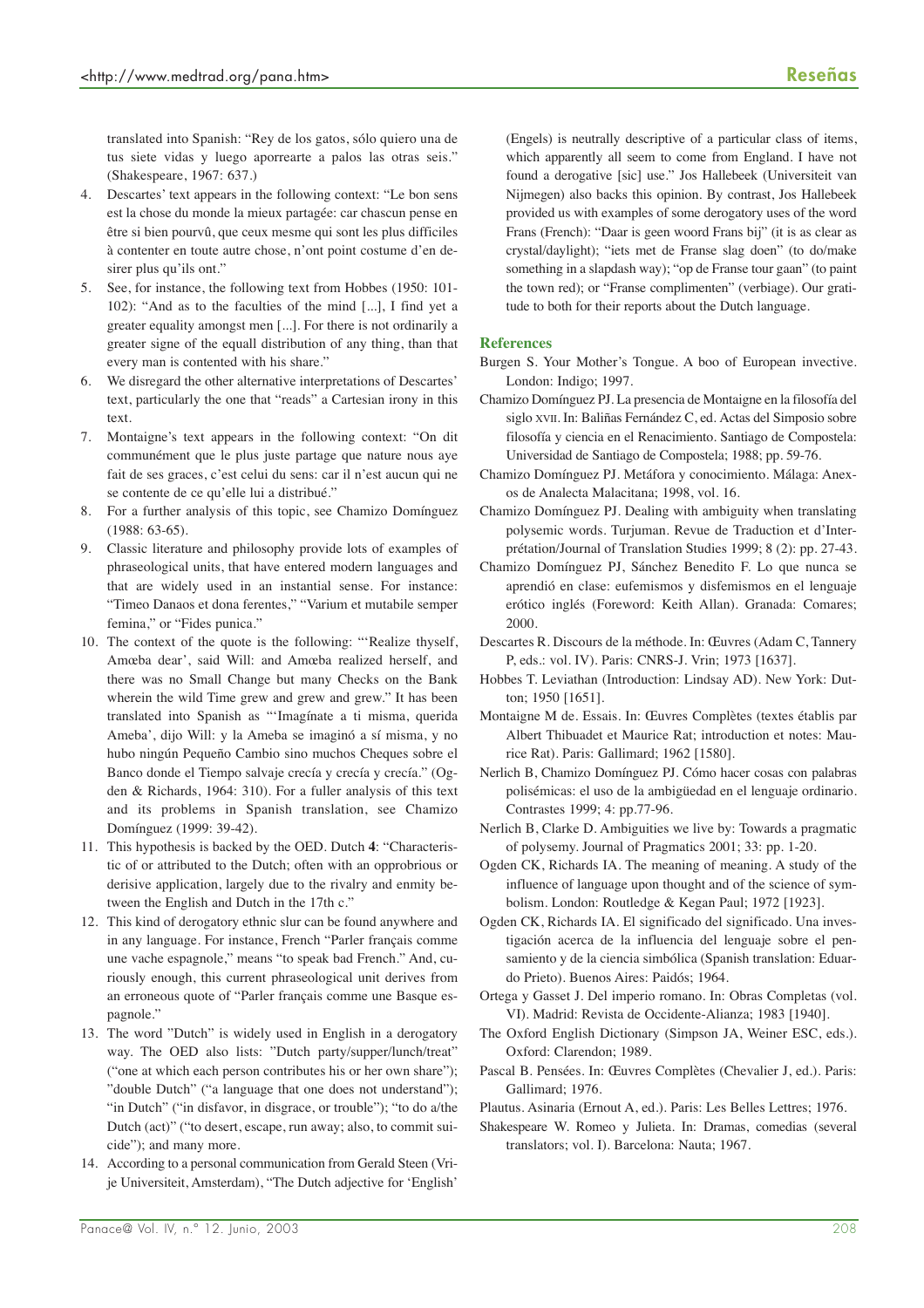translated into Spanish: "Rey de los gatos, sólo quiero una de tus siete vidas y luego aporrearte a palos las otras seis." (Shakespeare, 1967: 637.)

4. Descartes' text appears in the following context: "Le bon sens est la chose du monde la mieux partagée: car chascun pense en être si bien pourvû, que ceux mesme qui sont les plus difficiles à contenter en toute autre chose, n'ont point costume d'en desirer plus qu'ils ont."
5. See, for instance, the following text from Hobbes (1950: 101-102): "And as to the faculties of the mind [...], I find yet a greater equality amongst men [...]. For there is not ordinarily a greater signe of the equall distribution of any thing, than that every man is contented with his share."
6. We disregard the other alternative interpretations of Descartes' text, particularly the one that "reads" a Cartesian irony in this text.
7. Montaigne's text appears in the following context: "On dit communément que le plus juste partage que nature nous aye fait de ses graces, c'est celui du sens: car il n'est aucun qui ne se contente de ce qu'elle lui a distribué."
8. For a further analysis of this topic, see Chamizo Domínguez (1988: 63-65).
9. Classic literature and philosophy provide lots of examples of phraseological units, that have entered modern languages and that are widely used in an instantial sense. For instance: "Timeo Danaos et dona ferentes," "Varium et mutabile semper femina," or "Fides punica."
10. The context of the quote is the following: "'Realize thyself, Amœba dear', said Will: and Amœba realized herself, and there was no Small Change but many Checks on the Bank wherein the wild Time grew and grew and grew." It has been translated into Spanish as "'Imagínate a ti misma, querida Ameba', dijo Will: y la Ameba se imaginó a sí misma, y no hubo ningún Pequeño Cambio sino muchos Cheques sobre el Banco donde el Tiempo salvaje crecía y crecía y crecía." (Ogden & Richards, 1964: 310). For a fuller analysis of this text and its problems in Spanish translation, see Chamizo Domínguez (1999: 39-42).
11. This hypothesis is backed by the OED. Dutch **4**: "Characteristic of or attributed to the Dutch; often with an opprobrious or derisive application, largely due to the rivalry and enmity between the English and Dutch in the 17th c."
12. This kind of derogatory ethnic slur can be found anywhere and in any language. For instance, French "Parler français comme une vache espagnole," means "to speak bad French." And, curiously enough, this current phraseological unit derives from an erroneous quote of "Parler français comme une Basque espagnole."
13. The word "Dutch" is widely used in English in a derogatory way. The OED also lists: "Dutch party/supper/lunch/treat" ("one at which each person contributes his or her own share"); "double Dutch" ("a language that one does not understand"); "in Dutch" ("in disfavor, in disgrace, or trouble"); "to do a/the Dutch (act)" ("to desert, escape, run away; also, to commit suicide"); and many more.
14. According to a personal communication from Gerald Steen (Vrije Universiteit, Amsterdam), "The Dutch adjective for 'English' (Engels) is neutrally descriptive of a particular class of items, which apparently all seem to come from England. I have not found a derogative [sic] use." Jos Hallebeek (Universiteit van Nijmegen) also backs this opinion. By contrast, Jos Hallebeek provided us with examples of some derogatory uses of the word Frans (French): "Daar is geen woord Frans bij" (it is as clear as crystal/daylight); "iets met de Franse slag doen" (to do/make something in a slapdash way); "op de Franse tour gaan" (to paint the town red); or "Franse complimenten" (verbiage). Our gratitude to both for their reports about the Dutch language.

## References

Burgen S. Your Mother's Tongue. A boo of European invective. London: Indigo; 1997.

Chamizo Domínguez PJ. La presencia de Montaigne en la filosofía del siglo XVII. In: Baliñas Fernández C, ed. Actas del Simposio sobre filosofía y ciencia en el Renacimiento. Santiago de Compostela: Universidad de Santiago de Compostela; 1988; pp. 59-76.

Chamizo Domínguez PJ. Metáfora y conocimiento. Málaga: Anexos de Analecta Malacitana; 1998, vol. 16.

Chamizo Domínguez PJ. Dealing with ambiguity when translating polysemic words. Turjuman. Revue de Traduction et d'Interprétation/Journal of Translation Studies 1999; 8 (2): pp. 27-43.

Chamizo Domínguez PJ, Sánchez Benedito F. Lo que nunca se aprendió en clase: eufemismos y disfemismos en el lenguaje erótico inglés (Foreword: Keith Allan). Granada: Comares; 2000.

Descartes R. Discours de la méthode. In: Œuvres (Adam C, Tannery P, eds.: vol. IV). Paris: CNRS-J. Vrin; 1973 [1637].

Hobbes T. Leviathan (Introduction: Lindsay AD). New York: Dutton; 1950 [1651].

Montaigne M de. Essais. In: Œuvres Complètes (textes établis par Albert Thibuadet et Maurice Rat; introduction et notes: Maurice Rat). Paris: Gallimard; 1962 [1580].

Nerlich B, Chamizo Domínguez PJ. Cómo hacer cosas con palabras polisémicas: el uso de la ambigüedad en el lenguaje ordinario. Contrastes 1999; 4: pp.77-96.

Nerlich B, Clarke D. Ambiguities we live by: Towards a pragmatic of polysemy. Journal of Pragmatics 2001; 33: pp. 1-20.

Ogden CK, Richards IA. The meaning of meaning. A study of the influence of language upon thought and of the science of symbolism. London: Routledge & Kegan Paul; 1972 [1923].

Ogden CK, Richards IA. El significado del significado. Una investigación acerca de la influencia del lenguaje sobre el pensamiento y de la ciencia simbólica (Spanish translation: Eduardo Prieto). Buenos Aires: Paidós; 1964.

Ortega y Gasset J. Del imperio romano. In: Obras Completas (vol. VI). Madrid: Revista de Occidente-Alianza; 1983 [1940].

The Oxford English Dictionary (Simpson JA, Weiner ESC, eds.). Oxford: Clarendon; 1989.

Pascal B. Pensées. In: Œuvres Complètes (Chevalier J, ed.). Paris: Gallimard; 1976.

Plautus. Asinaria (Ernout A, ed.). Paris: Les Belles Lettres; 1976.

Shakespeare W. Romeo y Julieta. In: Dramas, comedias (several translators; vol. I). Barcelona: Nauta; 1967.